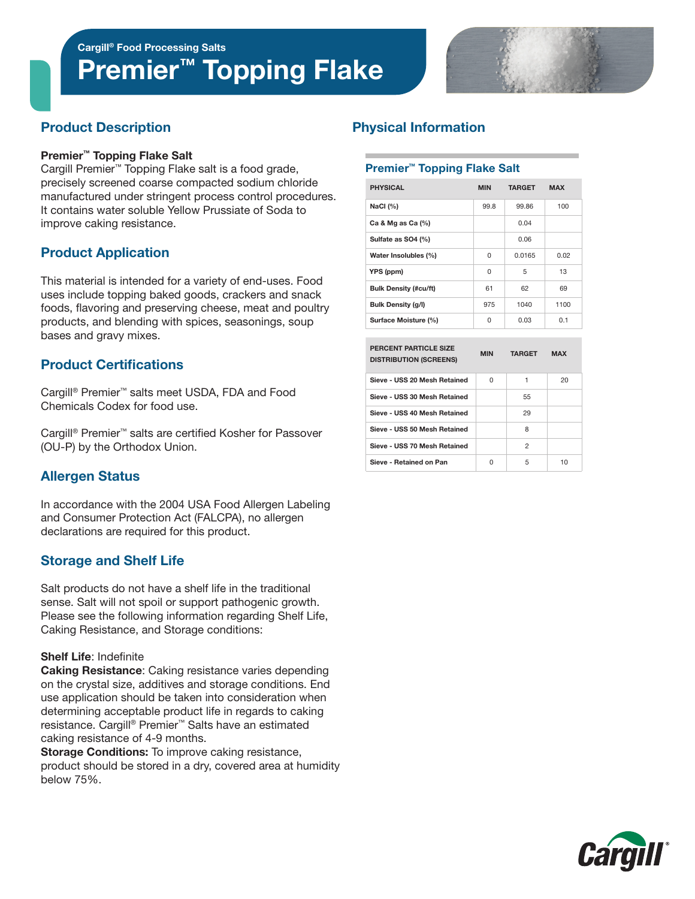Cargill® Food Processing Salts

# Premier™ Topping Flake

## Product Description

**Premier™ Topping Flake Salt**
Cargill Premier™ Topping Flake salt is a food grade, precisely screened coarse compacted sodium chloride manufactured under stringent process control procedures. It contains water soluble Yellow Prussiate of Soda to improve caking resistance.

## Product Application

This material is intended for a variety of end-uses. Food uses include topping baked goods, crackers and snack foods, flavoring and preserving cheese, meat and poultry products, and blending with spices, seasonings, soup bases and gravy mixes.

## Product Certifications

Cargill® Premier™ salts meet USDA, FDA and Food Chemicals Codex for food use.

Cargill® Premier™ salts are certified Kosher for Passover (OU-P) by the Orthodox Union.

## Allergen Status

In accordance with the 2004 USA Food Allergen Labeling and Consumer Protection Act (FALCPA), no allergen declarations are required for this product.

## Storage and Shelf Life

Salt products do not have a shelf life in the traditional sense. Salt will not spoil or support pathogenic growth. Please see the following information regarding Shelf Life, Caking Resistance, and Storage conditions:

**Shelf Life**: Indefinite
**Caking Resistance**: Caking resistance varies depending on the crystal size, additives and storage conditions. End use application should be taken into consideration when determining acceptable product life in regards to caking resistance. Cargill® Premier™ Salts have an estimated caking resistance of 4-9 months.
**Storage Conditions:** To improve caking resistance, product should be stored in a dry, covered area at humidity below 75%.

## Physical Information

### Premier™ Topping Flake Salt

| PHYSICAL | MIN | TARGET | MAX |
|---|---|---|---|
| NaCl (%) | 99.8 | 99.86 | 100 |
| Ca & Mg as Ca (%) | | 0.04 | |
| Sulfate as SO4 (%) | | 0.06 | |
| Water Insolubles (%) | 0 | 0.0165 | 0.02 |
| YPS (ppm) | 0 | 5 | 13 |
| Bulk Density (#cu/ft) | 61 | 62 | 69 |
| Bulk Density (g/l) | 975 | 1040 | 1100 |
| Surface Moisture (%) | 0 | 0.03 | 0.1 |

| PERCENT PARTICLE SIZE DISTRIBUTION (SCREENS) | MIN | TARGET | MAX |
|---|---|---|---|
| Sieve - USS 20 Mesh Retained | 0 | 1 | 20 |
| Sieve - USS 30 Mesh Retained | | 55 | |
| Sieve - USS 40 Mesh Retained | | 29 | |
| Sieve - USS 50 Mesh Retained | | 8 | |
| Sieve - USS 70 Mesh Retained | | 2 | |
| Sieve - Retained on Pan | 0 | 5 | 10 |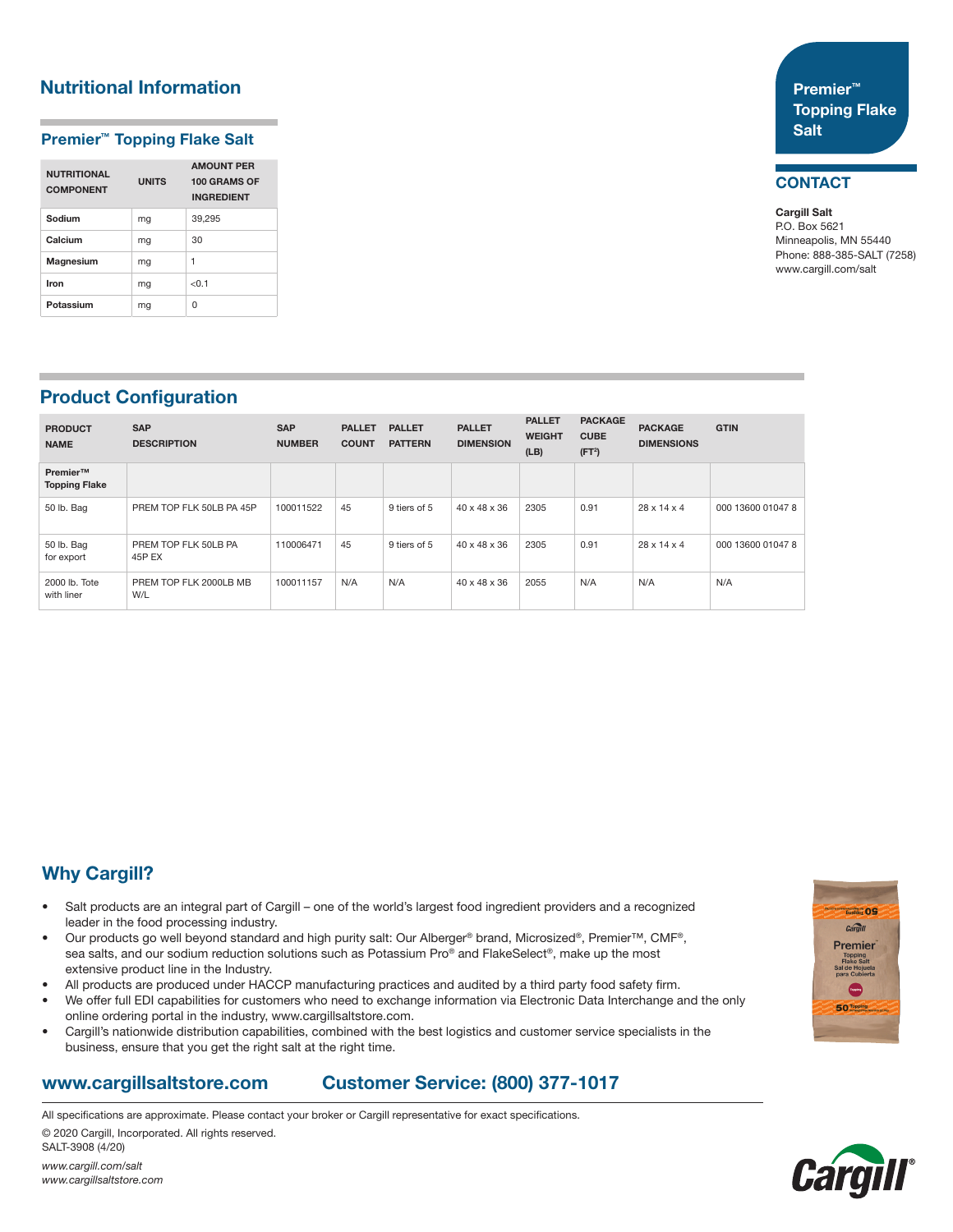## Nutritional Information

### Premier™ Topping Flake Salt

| NUTRITIONAL COMPONENT | UNITS | AMOUNT PER 100 GRAMS OF INGREDIENT |
|---|---|---|
| Sodium | mg | 39,295 |
| Calcium | mg | 30 |
| Magnesium | mg | 1 |
| Iron | mg | <0.1 |
| Potassium | mg | 0 |

Premier™ Topping Flake Salt

## CONTACT

**Cargill Salt**
P.O. Box 5621
Minneapolis, MN 55440
Phone: 888-385-SALT (7258)
www.cargill.com/salt

## Product Configuration

| PRODUCT NAME | SAP DESCRIPTION | SAP NUMBER | PALLET COUNT | PALLET PATTERN | PALLET DIMENSION | PALLET WEIGHT (LB) | PACKAGE CUBE ($FT^3$) | PACKAGE DIMENSIONS | GTIN |
|---|---|---|---|---|---|---|---|---|---|
| **Premier™ Topping Flake** | | | | | | | | | |
| 50 lb. Bag | PREM TOP FLK 50LB PA 45P | 100011522 | 45 | 9 tiers of 5 | 40 x 48 x 36 | 2305 | 0.91 | 28 x 14 x 4 | 000 13600 01047 8 |
| 50 lb. Bag for export | PREM TOP FLK 50LB PA 45P EX | 110006471 | 45 | 9 tiers of 5 | 40 x 48 x 36 | 2305 | 0.91 | 28 x 14 x 4 | 000 13600 01047 8 |
| 2000 lb. Tote with liner | PREM TOP FLK 2000LB MB W/L | 100011157 | N/A | N/A | 40 x 48 x 36 | 2055 | N/A | N/A | N/A |

## Why Cargill?

- Salt products are an integral part of Cargill – one of the world's largest food ingredient providers and a recognized leader in the food processing industry.
- Our products go well beyond standard and high purity salt: Our Alberger® brand, Microsized®, Premier™, CMF®, sea salts, and our sodium reduction solutions such as Potassium Pro® and FlakeSelect®, make up the most extensive product line in the Industry.
- All products are produced under HACCP manufacturing practices and audited by a third party food safety firm.
- We offer full EDI capabilities for customers who need to exchange information via Electronic Data Interchange and the only online ordering portal in the industry, www.cargillsaltstore.com.
- Cargill's nationwide distribution capabilities, combined with the best logistics and customer service specialists in the business, ensure that you get the right salt at the right time.

**www.cargillsaltstore.com** **Customer Service: (800) 377-1017**

All specifications are approximate. Please contact your broker or Cargill representative for exact specifications.

© 2020 Cargill, Incorporated. All rights reserved.
SALT-3908 (4/20)

*www.cargill.com/salt*
*www.cargillsaltstore.com*